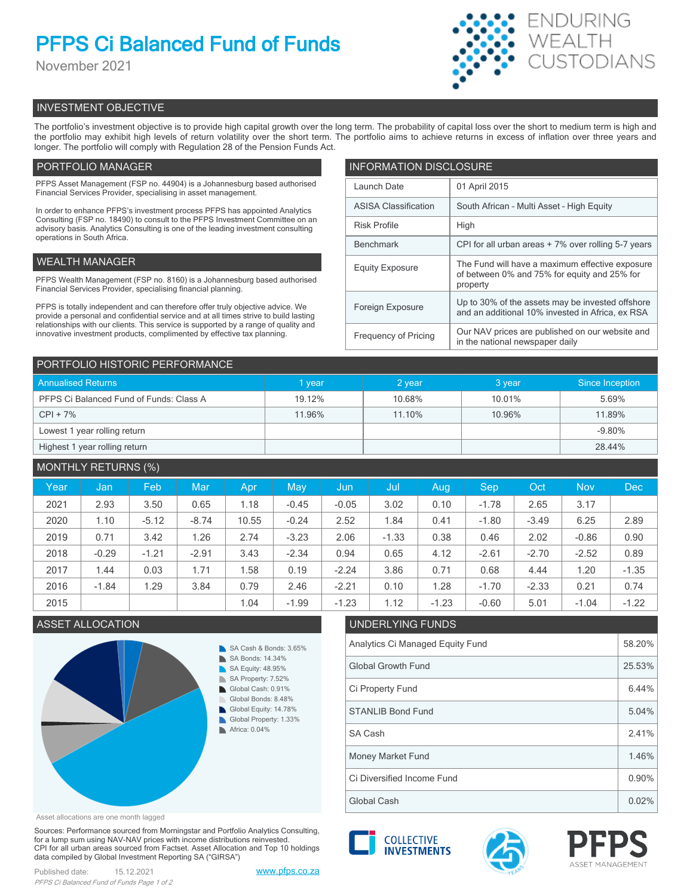# PFPS Ci Balanced Fund of Funds

November 2021

ENDURING WEALTH CUSTODIANS

## INVESTMENT OBJECTIVE

The portfolio's investment objective is to provide high capital growth over the long term. The probability of capital loss over the short to medium term is high and the portfolio may exhibit high levels of return volatility over the short term. The portfolio aims to achieve returns in excess of inflation over three years and longer. The portfolio will comply with Regulation 28 of the Pension Funds Act.

## PORTFOLIO MANAGER

PFPS Asset Management (FSP no. 44904) is a Johannesburg based authorised Financial Services Provider, specialising in asset management.

In order to enhance PFPS's investment process PFPS has appointed Analytics Consulting (FSP no. 18490) to consult to the PFPS Investment Committee on an advisory basis. Analytics Consulting is one of the leading investment consulting operations in South Africa.

## WEALTH MANAGER

PFPS Wealth Management (FSP no. 8160) is a Johannesburg based authorised Financial Services Provider, specialising financial planning.

PFPS is totally independent and can therefore offer truly objective advice. We provide a personal and confidential service and at all times strive to build lasting relationships with our clients. This service is supported by a range of quality and innovative investment products, complimented by effective tax planning.

## INFORMATION DISCLOSURE

| | |
|---|---|
| Launch Date | 01 April 2015 |
| ASISA Classification | South African - Multi Asset - High Equity |
| Risk Profile | High |
| Benchmark | CPI for all urban areas + 7% over rolling 5-7 years |
| Equity Exposure | The Fund will have a maximum effective exposure of between 0% and 75% for equity and 25% for property |
| Foreign Exposure | Up to 30% of the assets may be invested offshore and an additional 10% invested in Africa, ex RSA |
| Frequency of Pricing | Our NAV prices are published on our website and in the national newspaper daily |

## PORTFOLIO HISTORIC PERFORMANCE

| Annualised Returns | 1 year | 2 year | 3 year | Since Inception |
|---|---|---|---|---|
| PFPS Ci Balanced Fund of Funds: Class A | 19.12% | 10.68% | 10.01% | 5.69% |
| CPI + 7% | 11.96% | 11.10% | 10.96% | 11.89% |
| Lowest 1 year rolling return | | | | -9.80% |
| Highest 1 year rolling return | | | | 28.44% |

## MONTHLY RETURNS (%)

| Year | Jan | Feb | Mar | Apr | May | Jun | Jul | Aug | Sep | Oct | Nov | Dec |
|---|---|---|---|---|---|---|---|---|---|---|---|---|
| 2021 | 2.93 | 3.50 | 0.65 | 1.18 | -0.45 | -0.05 | 3.02 | 0.10 | -1.78 | 2.65 | 3.17 | |
| 2020 | 1.10 | -5.12 | -8.74 | 10.55 | -0.24 | 2.52 | 1.84 | 0.41 | -1.80 | -3.49 | 6.25 | 2.89 |
| 2019 | 0.71 | 3.42 | 1.26 | 2.74 | -3.23 | 2.06 | -1.33 | 0.38 | 0.46 | 2.02 | -0.86 | 0.90 |
| 2018 | -0.29 | -1.21 | -2.91 | 3.43 | -2.34 | 0.94 | 0.65 | 4.12 | -2.61 | -2.70 | -2.52 | 0.89 |
| 2017 | 1.44 | 0.03 | 1.71 | 1.58 | 0.19 | -2.24 | 3.86 | 0.71 | 0.68 | 4.44 | 1.20 | -1.35 |
| 2016 | -1.84 | 1.29 | 3.84 | 0.79 | 2.46 | -2.21 | 0.10 | 1.28 | -1.70 | -2.33 | 0.21 | 0.74 |
| 2015 | | | | 1.04 | -1.99 | -1.23 | 1.12 | -1.23 | -0.60 | 5.01 | -1.04 | -1.22 |

## ASSET ALLOCATION

- SA Cash & Bonds: 3.65%
- SA Bonds: 14.34%
- SA Equity: 48.95%
- SA Property: 7.52%
- Global Cash: 0.91%
- Global Bonds: 8.48%
- Global Equity: 14.78%
- Global Property: 1.33%
- Africa: 0.04%

Asset allocations are one month lagged

## UNDERLYING FUNDS

| | |
|---|---|
| Analytics Ci Managed Equity Fund | 58.20% |
| Global Growth Fund | 25.53% |
| Ci Property Fund | 6.44% |
| STANLIB Bond Fund | 5.04% |
| SA Cash | 2.41% |
| Money Market Fund | 1.46% |
| Ci Diversified Income Fund | 0.90% |
| Global Cash | 0.02% |

Sources: Performance sourced from Morningstar and Portfolio Analytics Consulting, for a lump sum using NAV-NAV prices with income distributions reinvested. CPI for all urban areas sourced from Factset. Asset Allocation and Top 10 holdings data compiled by Global Investment Reporting SA ("GIRSA")

Published date: 15.12.2021

www.pfps.co.za

COLLECTIVE INVESTMENTS

PFPS ASSET MANAGEMENT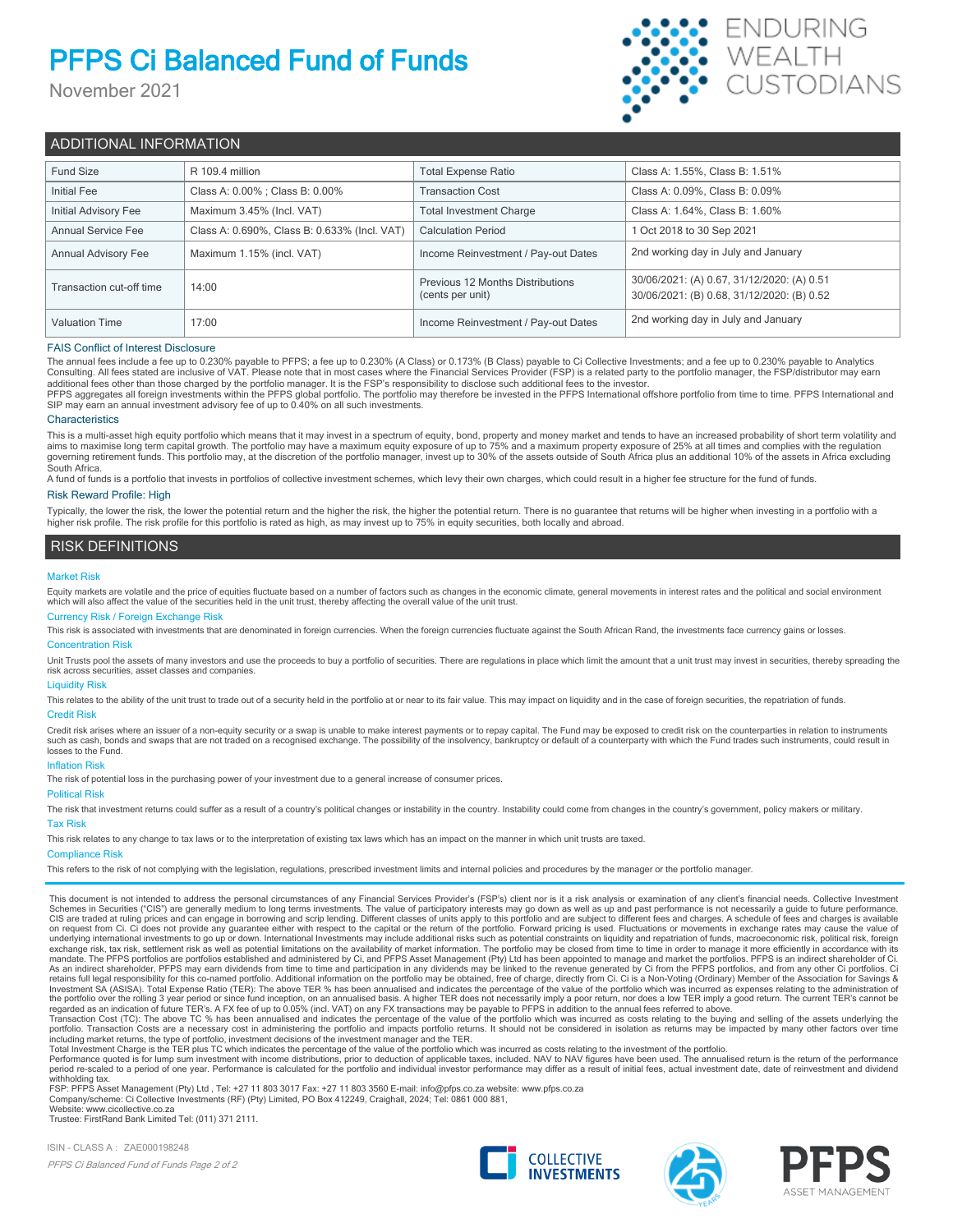# PFPS Ci Balanced Fund of Funds

November 2021

ENDURING WEALTH CUSTODIANS

## ADDITIONAL INFORMATION

| | | | |
|---|---|---|---|
| Fund Size | R 109.4 million | Total Expense Ratio | Class A: 1.55%, Class B: 1.51% |
| Initial Fee | Class A: 0.00% ; Class B: 0.00% | Transaction Cost | Class A: 0.09%, Class B: 0.09% |
| Initial Advisory Fee | Maximum 3.45% (Incl. VAT) | Total Investment Charge | Class A: 1.64%, Class B: 1.60% |
| Annual Service Fee | Class A: 0.690%, Class B: 0.633% (Incl. VAT) | Calculation Period | 1 Oct 2018 to 30 Sep 2021 |
| Annual Advisory Fee | Maximum 1.15% (incl. VAT) | Income Reinvestment / Pay-out Dates | 2nd working day in July and January |
| Transaction cut-off time | 14:00 | Previous 12 Months Distributions (cents per unit) | 30/06/2021: (A) 0.67, 31/12/2020: (A) 0.51<br>30/06/2021: (B) 0.68, 31/12/2020: (B) 0.52 |
| Valuation Time | 17:00 | Income Reinvestment / Pay-out Dates | 2nd working day in July and January |

### FAIS Conflict of Interest Disclosure

The annual fees include a fee up to 0.230% payable to PFPS; a fee up to 0.230% (A Class) or 0.173% (B Class) payable to Ci Collective Investments; and a fee up to 0.230% payable to Analytics Consulting. All fees stated are inclusive of VAT. Please note that in most cases where the Financial Services Provider (FSP) is a related party to the portfolio manager, the FSP/distributor may earn additional fees other than those charged by the portfolio manager. It is the FSP's responsibility to disclose such additional fees to the investor.
PFPS aggregates all foreign investments within the PFPS global portfolio. The portfolio may therefore be invested in the PFPS International offshore portfolio from time to time. PFPS International and SIP may earn an annual investment advisory fee of up to 0.40% on all such investments.

### Characteristics

This is a multi-asset high equity portfolio which means that it may invest in a spectrum of equity, bond, property and money market and tends to have an increased probability of short term volatility and aims to maximise long term capital growth. The portfolio may have a maximum equity exposure of up to 75% and a maximum property exposure of 25% at all times and complies with the regulation governing retirement funds. This portfolio may, at the discretion of the portfolio manager, invest up to 30% of the assets outside of South Africa plus an additional 10% of the assets in Africa excluding South Africa.
A fund of funds is a portfolio that invests in portfolios of collective investment schemes, which levy their own charges, which could result in a higher fee structure for the fund of funds.

### Risk Reward Profile: High

Typically, the lower the risk, the lower the potential return and the higher the risk, the higher the potential return. There is no guarantee that returns will be higher when investing in a portfolio with a higher risk profile. The risk profile for this portfolio is rated as high, as may invest up to 75% in equity securities, both locally and abroad.

## RISK DEFINITIONS

### Market Risk

Equity markets are volatile and the price of equities fluctuate based on a number of factors such as changes in the economic climate, general movements in interest rates and the political and social environment which will also affect the value of the securities held in the unit trust, thereby affecting the overall value of the unit trust.

### Currency Risk / Foreign Exchange Risk

This risk is associated with investments that are denominated in foreign currencies. When the foreign currencies fluctuate against the South African Rand, the investments face currency gains or losses.

### Concentration Risk

Unit Trusts pool the assets of many investors and use the proceeds to buy a portfolio of securities. There are regulations in place which limit the amount that a unit trust may invest in securities, thereby spreading the risk across securities, asset classes and companies.

### Liquidity Risk

This relates to the ability of the unit trust to trade out of a security held in the portfolio at or near to its fair value. This may impact on liquidity and in the case of foreign securities, the repatriation of funds.

### Credit Risk

Credit risk arises where an issuer of a non-equity security or a swap is unable to make interest payments or to repay capital. The Fund may be exposed to credit risk on the counterparties in relation to instruments such as cash, bonds and swaps that are not traded on a recognised exchange. The possibility of the insolvency, bankruptcy or default of a counterparty with which the Fund trades such instruments, could result in losses to the Fund.

### Inflation Risk

The risk of potential loss in the purchasing power of your investment due to a general increase of consumer prices.

### Political Risk

The risk that investment returns could suffer as a result of a country's political changes or instability in the country. Instability could come from changes in the country's government, policy makers or military.

### Tax Risk

This risk relates to any change to tax laws or to the interpretation of existing tax laws which has an impact on the manner in which unit trusts are taxed.

### Compliance Risk

This refers to the risk of not complying with the legislation, regulations, prescribed investment limits and internal policies and procedures by the manager or the portfolio manager.

This document is not intended to address the personal circumstances of any Financial Services Provider's (FSP's) client nor is it a risk analysis or examination of any client's financial needs. Collective Investment Schemes in Securities ("CIS") are generally medium to long terms investments. The value of participatory interests may go down as well as up and past performance is not necessarily a guide to future performance. CIS are traded at ruling prices and can engage in borrowing and scrip lending. Different classes of units apply to this portfolio and are subject to different fees and charges. A schedule of fees and charges is available on request from Ci. Ci does not provide any guarantee either with respect to the capital or the return of the portfolio. Forward pricing is used. Fluctuations or movements in exchange rates may cause the value of underlying international investments to go up or down. International Investments may include additional risks such as potential constraints on liquidity and repatriation of funds, macroeconomic risk, political risk, foreign exchange risk, tax risk, settlement risk as well as potential limitations on the availability of market information. The portfolio may be closed from time to time in order to manage it more efficiently in accordance with its mandate. The PFPS portfolios are portfolios established and administered by Ci, and PFPS Asset Management (Pty) Ltd has been appointed to manage and market the portfolios. PFPS is an indirect shareholder of Ci. As an indirect shareholder, PFPS may earn dividends from time to time and participation in any dividends may be linked to the revenue generated by Ci from the PFPS portfolios, and from any other Ci portfolios. Ci retains full legal responsibility for this co-named portfolio. Additional information on the portfolio may be obtained, free of charge, directly from Ci. Ci is a Non-Voting (Ordinary) Member of the Association for Savings & Investment SA (ASISA). Total Expense Ratio (TER): The above TER % has been annualised and indicates the percentage of the value of the portfolio which was incurred as expenses relating to the administration of the portfolio over the rolling 3 year period or since fund inception, on an annualised basis. A higher TER does not necessarily imply a poor return, nor does a low TER imply a good return. The current TER's cannot be regarded as an indication of future TER's. A FX fee of up to 0.05% (incl. VAT) on any FX transactions may be payable to PFPS in addition to the annual fees referred to above.
Transaction Cost (TC): The above TC % has been annualised and indicates the percentage of the value of the portfolio which was incurred as costs relating to the buying and selling of the assets underlying the portfolio. Transaction Costs are a necessary cost in administering the portfolio and impacts portfolio returns. It should not be considered in isolation as returns may be impacted by many other factors over time including market returns, the type of portfolio, investment decisions of the investment manager and the TER.
Total Investment Charge is the TER plus TC which indicates the percentage of the value of the portfolio which was incurred as costs relating to the investment of the portfolio.
Performance quoted is for lump sum investment with income distributions, prior to deduction of applicable taxes, included. NAV to NAV figures have been used. The annualised return is the return of the performance period re-scaled to a period of one year. Performance is calculated for the portfolio and individual investor performance may differ as a result of initial fees, actual investment date, date of reinvestment and dividend withholding tax.
FSP: PFPS Asset Management (Pty) Ltd , Tel: +27 11 803 3017 Fax: +27 11 803 3560 E-mail: info@pfps.co.za website: www.pfps.co.za
Company/scheme: Ci Collective Investments (RF) (Pty) Limited, PO Box 412249, Craighall, 2024; Tel: 0861 000 881,
Website: www.cicollective.co.za
Trustee: FirstRand Bank Limited Tel: (011) 371 2111.

ISIN - CLASS A : ZAE000198248

COLLECTIVE INVESTMENTS

PFPS ASSET MANAGEMENT